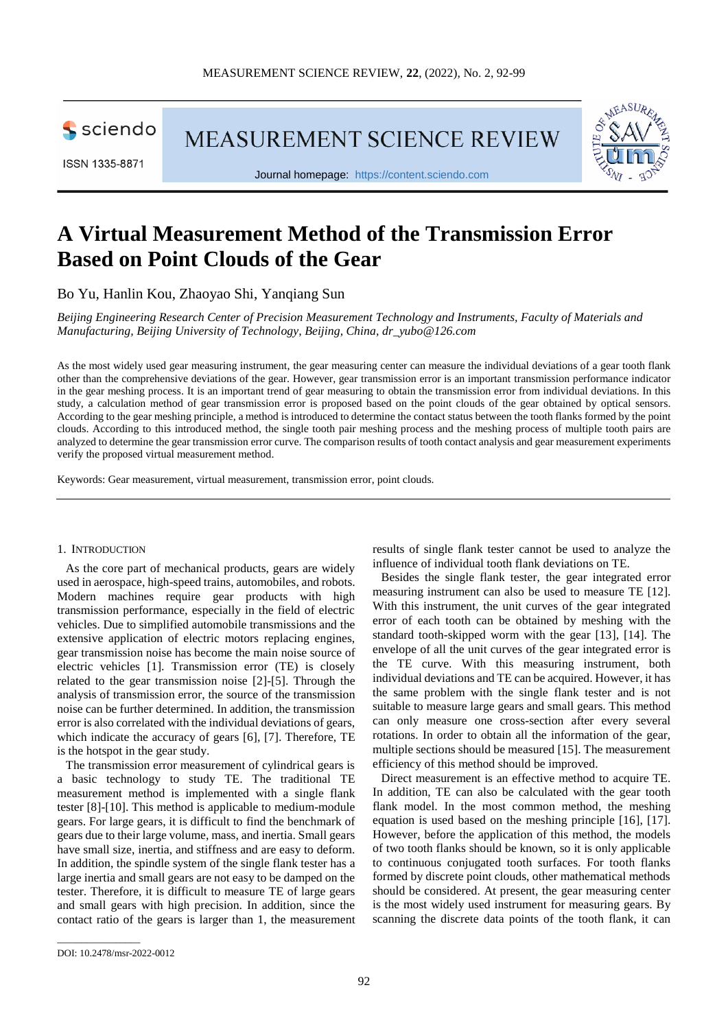# A Virtual Measurement Method of the Transmission Error Based on Point Clouds of the Gear

Bo Yu, Hanlin Kou, Zhaoyao Shi, Yanqiang Sun

*Beijing Engineering Research Center of Precision Measurement Technology and Instruments, Faculty of Materials and Manufacturing, Beijing University of Technology, Beijing, China, dr_yubo@126.com*

As the most widely used gear measuring instrument, the gear measuring center can measure the individual deviations of a gear tooth flank other than the comprehensive deviations of the gear. However, gear transmission error is an important transmission performance indicator in the gear meshing process. It is an important trend of gear measuring to obtain the transmission error from individual deviations. In this study, a calculation method of gear transmission error is proposed based on the point clouds of the gear obtained by optical sensors. According to the gear meshing principle, a method is introduced to determine the contact status between the tooth flanks formed by the point clouds. According to this introduced method, the single tooth pair meshing process and the meshing process of multiple tooth pairs are analyzed to determine the gear transmission error curve. The comparison results of tooth contact analysis and gear measurement experiments verify the proposed virtual measurement method.

Keywords: Gear measurement, virtual measurement, transmission error, point clouds.

## 1. Introduction

As the core part of mechanical products, gears are widely used in aerospace, high-speed trains, automobiles, and robots. Modern machines require gear products with high transmission performance, especially in the field of electric vehicles. Due to simplified automobile transmissions and the extensive application of electric motors replacing engines, gear transmission noise has become the main noise source of electric vehicles [1]. Transmission error (TE) is closely related to the gear transmission noise [2]-[5]. Through the analysis of transmission error, the source of the transmission noise can be further determined. In addition, the transmission error is also correlated with the individual deviations of gears, which indicate the accuracy of gears [6], [7]. Therefore, TE is the hotspot in the gear study.

The transmission error measurement of cylindrical gears is a basic technology to study TE. The traditional TE measurement method is implemented with a single flank tester [8]-[10]. This method is applicable to medium-module gears. For large gears, it is difficult to find the benchmark of gears due to their large volume, mass, and inertia. Small gears have small size, inertia, and stiffness and are easy to deform. In addition, the spindle system of the single flank tester has a large inertia and small gears are not easy to be damped on the tester. Therefore, it is difficult to measure TE of large gears and small gears with high precision. In addition, since the contact ratio of the gears is larger than 1, the measurement results of single flank tester cannot be used to analyze the influence of individual tooth flank deviations on TE.

Besides the single flank tester, the gear integrated error measuring instrument can also be used to measure TE [12]. With this instrument, the unit curves of the gear integrated error of each tooth can be obtained by meshing with the standard tooth-skipped worm with the gear [13], [14]. The envelope of all the unit curves of the gear integrated error is the TE curve. With this measuring instrument, both individual deviations and TE can be acquired. However, it has the same problem with the single flank tester and is not suitable to measure large gears and small gears. This method can only measure one cross-section after every several rotations. In order to obtain all the information of the gear, multiple sections should be measured [15]. The measurement efficiency of this method should be improved.

Direct measurement is an effective method to acquire TE. In addition, TE can also be calculated with the gear tooth flank model. In the most common method, the meshing equation is used based on the meshing principle [16], [17]. However, before the application of this method, the models of two tooth flanks should be known, so it is only applicable to continuous conjugated tooth surfaces. For tooth flanks formed by discrete point clouds, other mathematical methods should be considered. At present, the gear measuring center is the most widely used instrument for measuring gears. By scanning the discrete data points of the tooth flank, it can

DOI: 10.2478/msr-2022-0012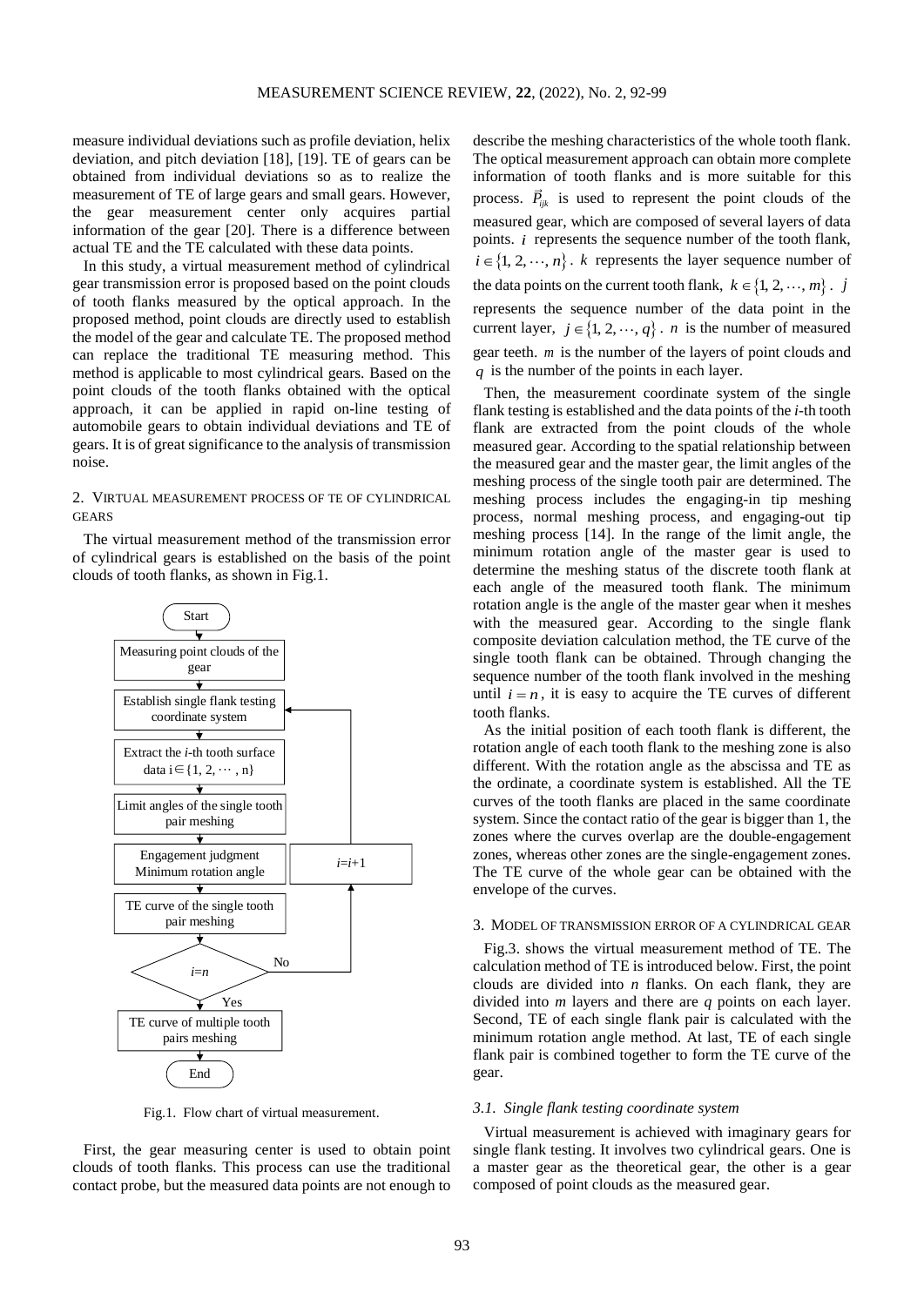measure individual deviations such as profile deviation, helix deviation, and pitch deviation [18], [19]. TE of gears can be obtained from individual deviations so as to realize the measurement of TE of large gears and small gears. However, the gear measurement center only acquires partial information of the gear [20]. There is a difference between actual TE and the TE calculated with these data points.

In this study, a virtual measurement method of cylindrical gear transmission error is proposed based on the point clouds of tooth flanks measured by the optical approach. In the proposed method, point clouds are directly used to establish the model of the gear and calculate TE. The proposed method can replace the traditional TE measuring method. This method is applicable to most cylindrical gears. Based on the point clouds of the tooth flanks obtained with the optical approach, it can be applied in rapid on-line testing of automobile gears to obtain individual deviations and TE of gears. It is of great significance to the analysis of transmission noise.

## 2. Virtual measurement process of TE of cylindrical gears

The virtual measurement method of the transmission error of cylindrical gears is established on the basis of the point clouds of tooth flanks, as shown in Fig.1.

Start → Measuring point clouds of the gear → Establish single flank testing coordinate system → Extract the *i*-th tooth surface data $i \in \{1, 2, \cdots, n\}$ → Limit angles of the single tooth pair meshing → Engagement judgment Minimum rotation angle → TE curve of the single tooth pair meshing → $i=n$? (No: $i=i+1$, return to Establish single flank testing coordinate system; Yes:) → TE curve of multiple tooth pairs meshing → End

Fig.1. Flow chart of virtual measurement.

First, the gear measuring center is used to obtain point clouds of tooth flanks. This process can use the traditional contact probe, but the measured data points are not enough to describe the meshing characteristics of the whole tooth flank. The optical measurement approach can obtain more complete information of tooth flanks and is more suitable for this process. $\vec{P}_{ijk}$ is used to represent the point clouds of the measured gear, which are composed of several layers of data points. $i$ represents the sequence number of the tooth flank, $i \in \{1, 2, \cdots, n\}$. $k$ represents the layer sequence number of the data points on the current tooth flank, $k \in \{1, 2, \cdots, m\}$. $j$ represents the sequence number of the data point in the current layer, $j \in \{1, 2, \cdots, q\}$. $n$ is the number of measured gear teeth. $m$ is the number of the layers of point clouds and $q$ is the number of the points in each layer.

Then, the measurement coordinate system of the single flank testing is established and the data points of the *i*-th tooth flank are extracted from the point clouds of the whole measured gear. According to the spatial relationship between the measured gear and the master gear, the limit angles of the meshing process of the single tooth pair are determined. The meshing process includes the engaging-in tip meshing process, normal meshing process, and engaging-out tip meshing process [14]. In the range of the limit angle, the minimum rotation angle of the master gear is used to determine the meshing status of the discrete tooth flank at each angle of the measured tooth flank. The minimum rotation angle is the angle of the master gear when it meshes with the measured gear. According to the single flank composite deviation calculation method, the TE curve of the single tooth flank can be obtained. Through changing the sequence number of the tooth flank involved in the meshing until $i = n$, it is easy to acquire the TE curves of different tooth flanks.

As the initial position of each tooth flank is different, the rotation angle of each tooth flank to the meshing zone is also different. With the rotation angle as the abscissa and TE as the ordinate, a coordinate system is established. All the TE curves of the tooth flanks are placed in the same coordinate system. Since the contact ratio of the gear is bigger than 1, the zones where the curves overlap are the double-engagement zones, whereas other zones are the single-engagement zones. The TE curve of the whole gear can be obtained with the envelope of the curves.

## 3. Model of transmission error of a cylindrical gear

Fig.3. shows the virtual measurement method of TE. The calculation method of TE is introduced below. First, the point clouds are divided into $n$ flanks. On each flank, they are divided into $m$ layers and there are $q$ points on each layer. Second, TE of each single flank pair is calculated with the minimum rotation angle method. At last, TE of each single flank pair is combined together to form the TE curve of the gear.

### 3.1. Single flank testing coordinate system

Virtual measurement is achieved with imaginary gears for single flank testing. It involves two cylindrical gears. One is a master gear as the theoretical gear, the other is a gear composed of point clouds as the measured gear.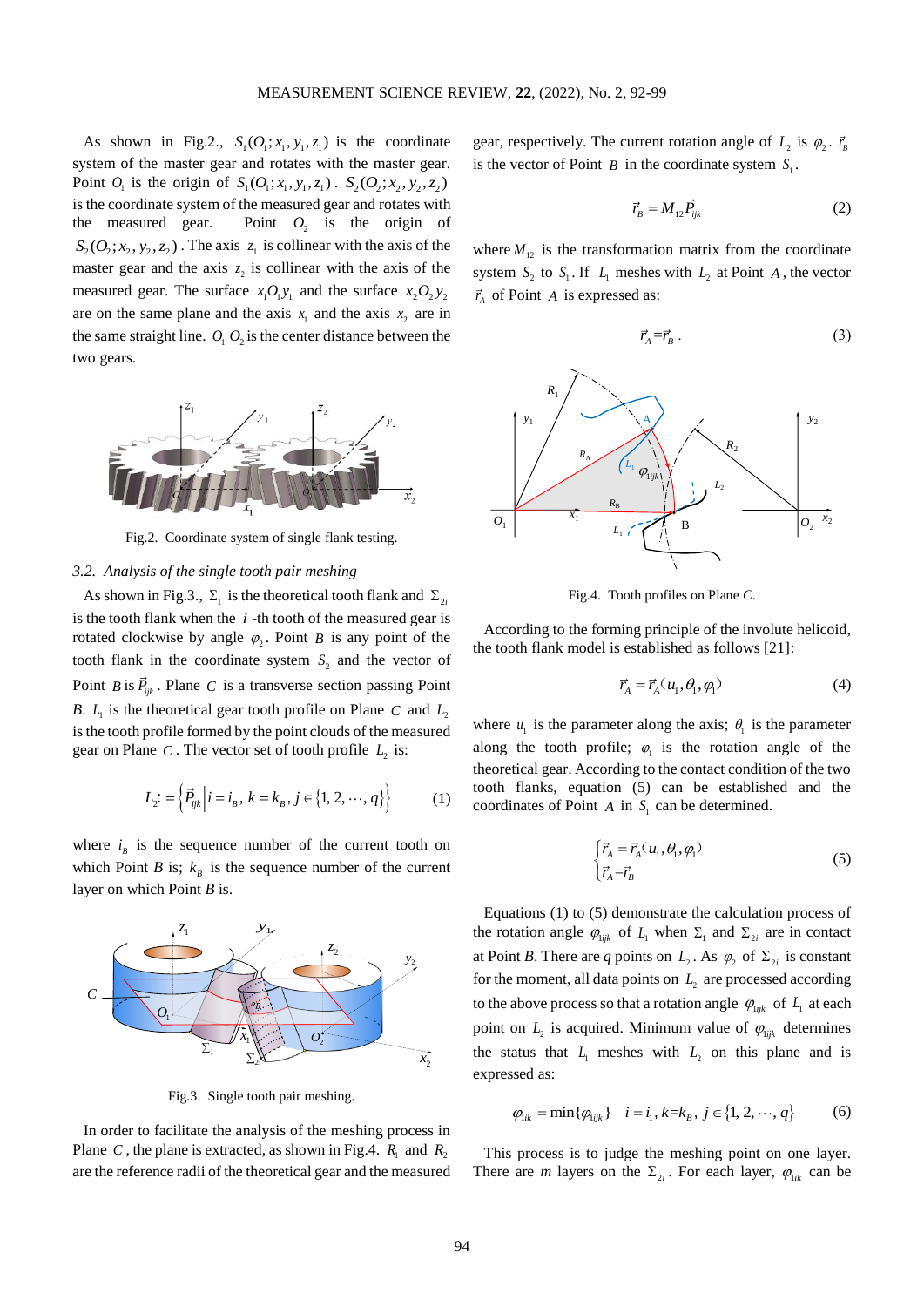As shown in Fig.2., $S_1(O_1;x_1,y_1,z_1)$ is the coordinate system of the master gear and rotates with the master gear. Point $O_1$ is the origin of $S_1(O_1;x_1,y_1,z_1)$. $S_2(O_2;x_2,y_2,z_2)$ is the coordinate system of the measured gear and rotates with the measured gear. Point $O_2$ is the origin of $S_2(O_2;x_2,y_2,z_2)$. The axis $z_1$ is collinear with the axis of the master gear and the axis $z_2$ is collinear with the axis of the measured gear. The surface $x_1O_1y_1$ and the surface $x_2O_2y_2$ are on the same plane and the axis $x_1$ and the axis $x_2$ are in the same straight line. $O_1O_2$ is the center distance between the two gears.

Fig.2. Coordinate system of single flank testing.

*3.2. Analysis of the single tooth pair meshing*

As shown in Fig.3., $\Sigma_1$ is the theoretical tooth flank and $\Sigma_{2i}$ is the tooth flank when the $i$-th tooth of the measured gear is rotated clockwise by angle $\varphi_2$. Point $B$ is any point of the tooth flank in the coordinate system $S_2$ and the vector of Point $B$ is $\vec{P}_{ijk}$. Plane $C$ is a transverse section passing Point $B$. $L_1$ is the theoretical gear tooth profile on Plane $C$ and $L_2$ is the tooth profile formed by the point clouds of the measured gear on Plane $C$. The vector set of tooth profile $L_2$ is:

$$L_2 := \left\{ \vec{P}_{ijk} \,\middle|\, i = i_B,\ k = k_B,\ j \in \{1, 2, \cdots, q\} \right\} \tag{1}$$

where $i_B$ is the sequence number of the current tooth on which Point $B$ is; $k_B$ is the sequence number of the current layer on which Point $B$ is.

Fig.3. Single tooth pair meshing.

In order to facilitate the analysis of the meshing process in Plane $C$, the plane is extracted, as shown in Fig.4. $R_1$ and $R_2$ are the reference radii of the theoretical gear and the measured gear, respectively. The current rotation angle of $L_2$ is $\varphi_2$. $\vec{r}_B$ is the vector of Point $B$ in the coordinate system $S_1$.

$$\vec{r}_B = M_{12}\vec{P}_{ijk} \tag{2}$$

where $M_{12}$ is the transformation matrix from the coordinate system $S_2$ to $S_1$. If $L_1$ meshes with $L_2$ at Point $A$, the vector $\vec{r}_A$ of Point $A$ is expressed as:

$$\vec{r}_A = \vec{r}_B\,. \tag{3}$$

Fig.4. Tooth profiles on Plane *C*.

According to the forming principle of the involute helicoid, the tooth flank model is established as follows [21]:

$$\vec{r}_A = \vec{r}_A(u_1, \theta_1, \varphi_1) \tag{4}$$

where $u_1$ is the parameter along the axis; $\theta_1$ is the parameter along the tooth profile; $\varphi_1$ is the rotation angle of the theoretical gear. According to the contact condition of the two tooth flanks, equation (5) can be established and the coordinates of Point $A$ in $S_1$ can be determined.

$$\begin{cases} \vec{r}_A = \vec{r}_A(u_1, \theta_1, \varphi_1) \\ \vec{r}_A = \vec{r}_B \end{cases} \tag{5}$$

Equations (1) to (5) demonstrate the calculation process of the rotation angle $\varphi_{1ijk}$ of $L_1$ when $\Sigma_1$ and $\Sigma_{2i}$ are in contact at Point $B$. There are $q$ points on $L_2$. As $\varphi_2$ of $\Sigma_{2i}$ is constant for the moment, all data points on $L_2$ are processed according to the above process so that a rotation angle $\varphi_{1ijk}$ of $L_1$ at each point on $L_2$ is acquired. Minimum value of $\varphi_{1ijk}$ determines the status that $L_1$ meshes with $L_2$ on this plane and is expressed as:

$$\varphi_{1ik} = \min\{\varphi_{1ijk}\} \quad i = i_1,\ k = k_B,\ j \in \{1, 2, \cdots, q\} \tag{6}$$

This process is to judge the meshing point on one layer. There are $m$ layers on the $\Sigma_{2i}$. For each layer, $\varphi_{1ik}$ can be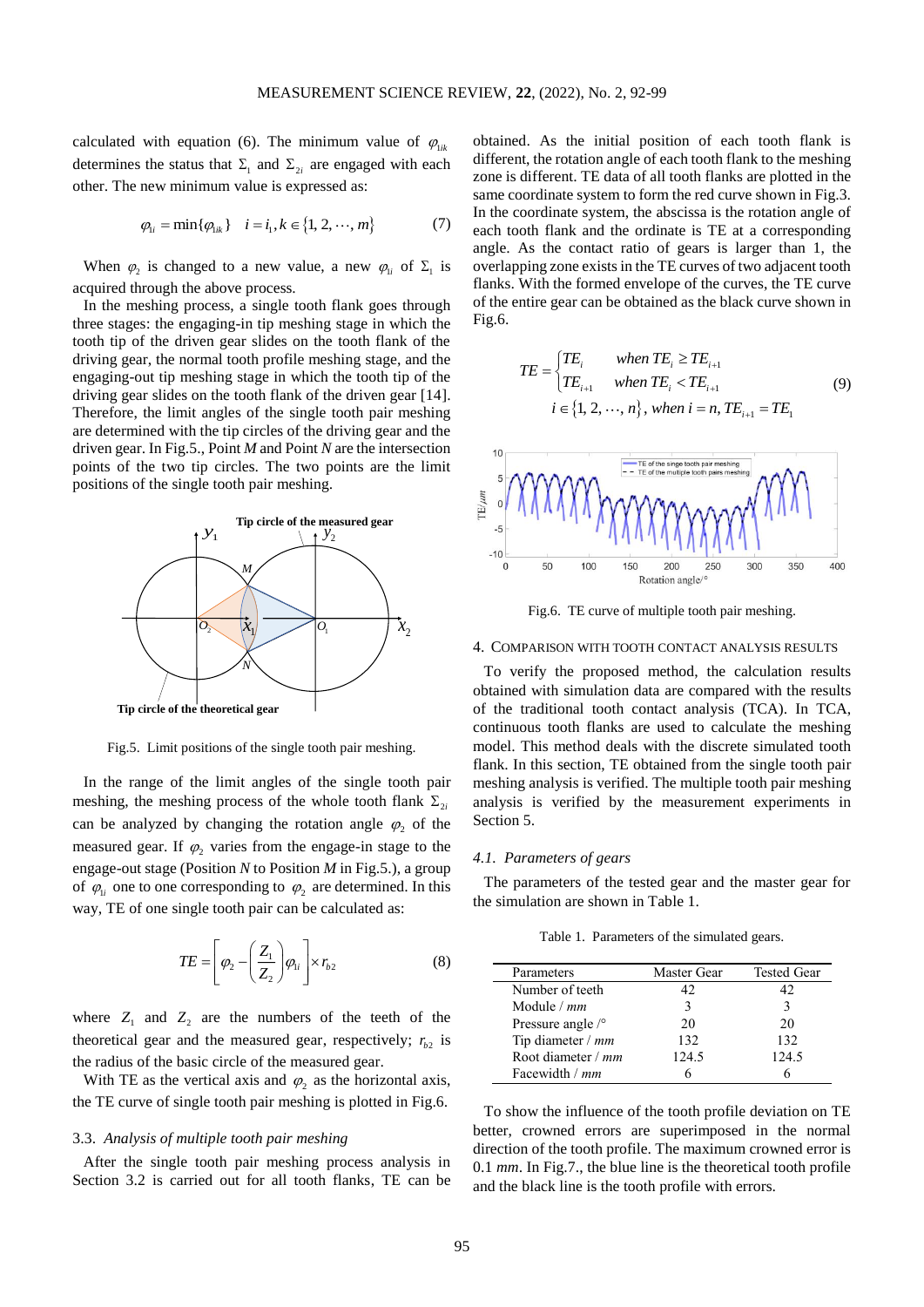calculated with equation (6). The minimum value of $\varphi_{1ik}$ determines the status that $\Sigma_1$ and $\Sigma_{2i}$ are engaged with each other. The new minimum value is expressed as:

$$\varphi_{1i} = \min\{\varphi_{1ik}\} \quad i = i_1, k \in \{1, 2, \cdots, m\} \tag{7}$$

When $\varphi_2$ is changed to a new value, a new $\varphi_{1i}$ of $\Sigma_1$ is acquired through the above process.

In the meshing process, a single tooth flank goes through three stages: the engaging-in tip meshing stage in which the tooth tip of the driven gear slides on the tooth flank of the driving gear, the normal tooth profile meshing stage, and the engaging-out tip meshing stage in which the tooth tip of the driving gear slides on the tooth flank of the driven gear [14]. Therefore, the limit angles of the single tooth pair meshing are determined with the tip circles of the driving gear and the driven gear. In Fig.5., Point *M* and Point *N* are the intersection points of the two tip circles. The two points are the limit positions of the single tooth pair meshing.

Fig.5. Limit positions of the single tooth pair meshing.

In the range of the limit angles of the single tooth pair meshing, the meshing process of the whole tooth flank $\Sigma_{2i}$ can be analyzed by changing the rotation angle $\varphi_2$ of the measured gear. If $\varphi_2$ varies from the engage-in stage to the engage-out stage (Position *N* to Position *M* in Fig.5.), a group of $\varphi_{1i}$ one to one corresponding to $\varphi_2$ are determined. In this way, TE of one single tooth pair can be calculated as:

$$TE = \left[\varphi_2 - \left(\frac{Z_1}{Z_2}\right)\varphi_{1i}\right] \times r_{b2} \tag{8}$$

where $Z_1$ and $Z_2$ are the numbers of the teeth of the theoretical gear and the measured gear, respectively; $r_{b2}$ is the radius of the basic circle of the measured gear.

With TE as the vertical axis and $\varphi_2$ as the horizontal axis, the TE curve of single tooth pair meshing is plotted in Fig.6.

### 3.3. *Analysis of multiple tooth pair meshing*

After the single tooth pair meshing process analysis in Section 3.2 is carried out for all tooth flanks, TE can be obtained. As the initial position of each tooth flank is different, the rotation angle of each tooth flank to the meshing zone is different. TE data of all tooth flanks are plotted in the same coordinate system to form the red curve shown in Fig.3. In the coordinate system, the abscissa is the rotation angle of each tooth flank and the ordinate is TE at a corresponding angle. As the contact ratio of gears is larger than 1, the overlapping zone exists in the TE curves of two adjacent tooth flanks. With the formed envelope of the curves, the TE curve of the entire gear can be obtained as the black curve shown in Fig.6.

$$TE = \begin{cases} TE_i & when\ TE_i \geq TE_{i+1} \\ TE_{i+1} & when\ TE_i < TE_{i+1} \end{cases} \tag{9}$$
$$i \in \{1, 2, \cdots, n\},\ when\ i = n,\ TE_{i+1} = TE_1$$

Fig.6. TE curve of multiple tooth pair meshing.

## 4. COMPARISON WITH TOOTH CONTACT ANALYSIS RESULTS

To verify the proposed method, the calculation results obtained with simulation data are compared with the results of the traditional tooth contact analysis (TCA). In TCA, continuous tooth flanks are used to calculate the meshing model. This method deals with the discrete simulated tooth flank. In this section, TE obtained from the single tooth pair meshing analysis is verified. The multiple tooth pair meshing analysis is verified by the measurement experiments in Section 5.

### 4.1. *Parameters of gears*

The parameters of the tested gear and the master gear for the simulation are shown in Table 1.

Table 1. Parameters of the simulated gears.

| Parameters | Master Gear | Tested Gear |
|---|---|---|
| Number of teeth | 42 | 42 |
| Module / *mm* | 3 | 3 |
| Pressure angle /° | 20 | 20 |
| Tip diameter / *mm* | 132 | 132 |
| Root diameter / *mm* | 124.5 | 124.5 |
| Facewidth / *mm* | 6 | 6 |

To show the influence of the tooth profile deviation on TE better, crowned errors are superimposed in the normal direction of the tooth profile. The maximum crowned error is 0.1 *mm*. In Fig.7., the blue line is the theoretical tooth profile and the black line is the tooth profile with errors.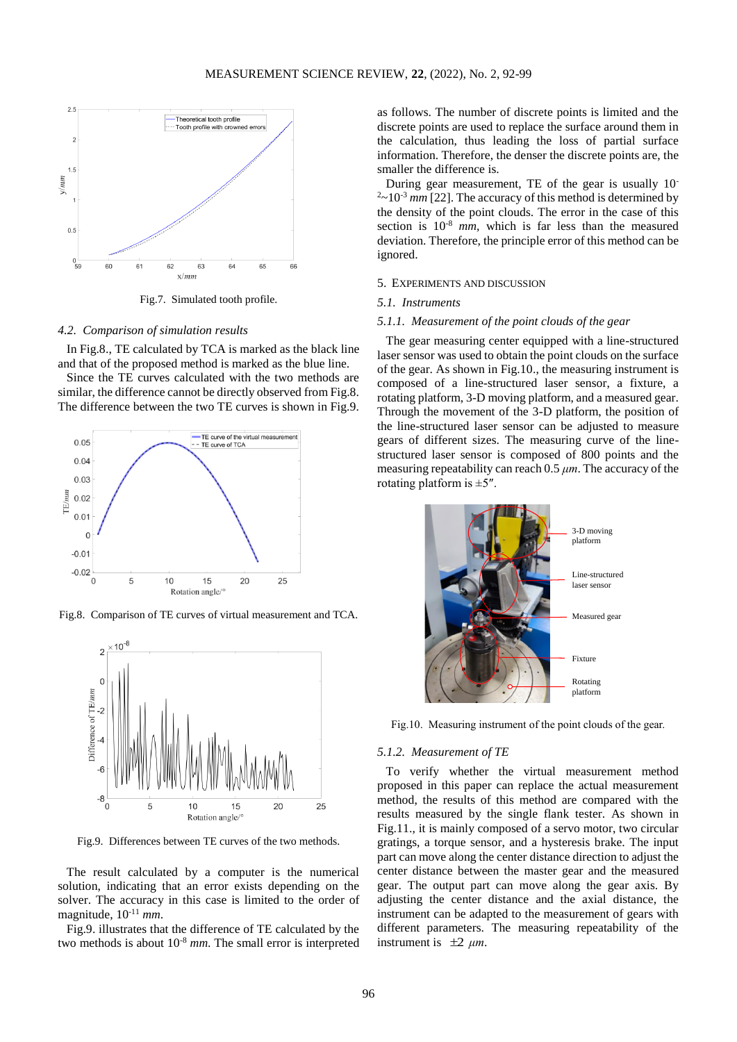Fig.7. Simulated tooth profile.

### 4.2. Comparison of simulation results

In Fig.8., TE calculated by TCA is marked as the black line and that of the proposed method is marked as the blue line.

Since the TE curves calculated with the two methods are similar, the difference cannot be directly observed from Fig.8. The difference between the two TE curves is shown in Fig.9.

Fig.8. Comparison of TE curves of virtual measurement and TCA.

Fig.9. Differences between TE curves of the two methods.

The result calculated by a computer is the numerical solution, indicating that an error exists depending on the solver. The accuracy in this case is limited to the order of magnitude, $10^{-11}$ *mm*.

Fig.9. illustrates that the difference of TE calculated by the two methods is about $10^{-8}$ *mm*. The small error is interpreted as follows. The number of discrete points is limited and the discrete points are used to replace the surface around them in the calculation, thus leading the loss of partial surface information. Therefore, the denser the discrete points are, the smaller the difference is.

During gear measurement, TE of the gear is usually $10^{-2}$~$10^{-3}$ *mm* [22]. The accuracy of this method is determined by the density of the point clouds. The error in the case of this section is $10^{-8}$ *mm*, which is far less than the measured deviation. Therefore, the principle error of this method can be ignored.

## 5. Experiments and discussion

### 5.1. Instruments

#### 5.1.1. Measurement of the point clouds of the gear

The gear measuring center equipped with a line-structured laser sensor was used to obtain the point clouds on the surface of the gear. As shown in Fig.10., the measuring instrument is composed of a line-structured laser sensor, a fixture, a rotating platform, 3-D moving platform, and a measured gear. Through the movement of the 3-D platform, the position of the line-structured laser sensor can be adjusted to measure gears of different sizes. The measuring curve of the line-structured laser sensor is composed of 800 points and the measuring repeatability can reach 0.5 $\mu m$. The accuracy of the rotating platform is ±5″.

Fig.10. Measuring instrument of the point clouds of the gear.

#### 5.1.2. Measurement of TE

To verify whether the virtual measurement method proposed in this paper can replace the actual measurement method, the results of this method are compared with the results measured by the single flank tester. As shown in Fig.11., it is mainly composed of a servo motor, two circular gratings, a torque sensor, and a hysteresis brake. The input part can move along the center distance direction to adjust the center distance between the master gear and the measured gear. The output part can move along the gear axis. By adjusting the center distance and the axial distance, the instrument can be adapted to the measurement of gears with different parameters. The measuring repeatability of the instrument is ±2 $\mu m$.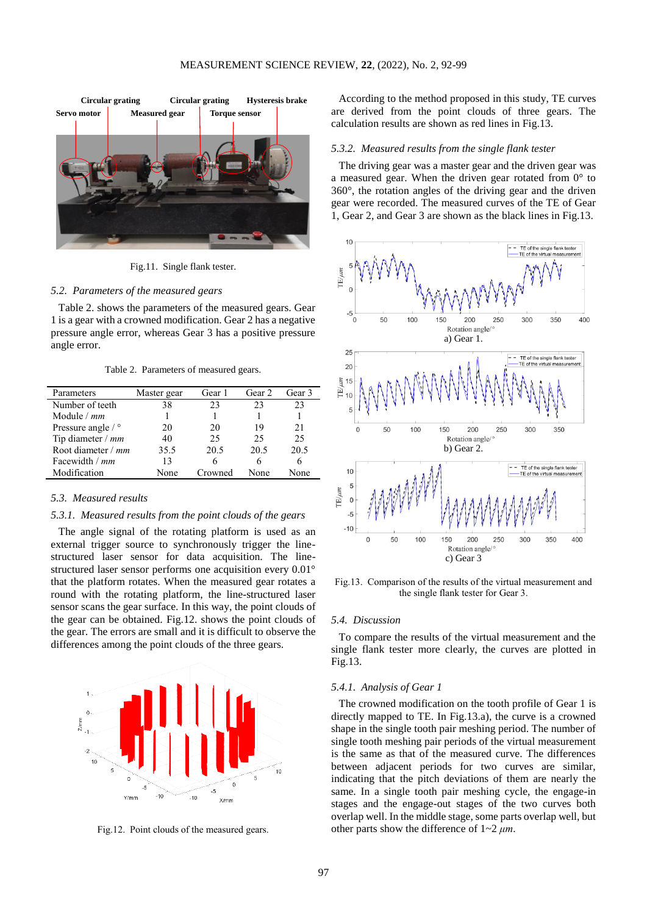Fig.11. Single flank tester.

## 5.2. Parameters of the measured gears

Table 2. shows the parameters of the measured gears. Gear 1 is a gear with a crowned modification. Gear 2 has a negative pressure angle error, whereas Gear 3 has a positive pressure angle error.

Table 2. Parameters of measured gears.

| Parameters | Master gear | Gear 1 | Gear 2 | Gear 3 |
|---|---|---|---|---|
| Number of teeth | 38 | 23 | 23 | 23 |
| Module / *mm* | 1 | 1 | 1 | 1 |
| Pressure angle / ° | 20 | 20 | 19 | 21 |
| Tip diameter / *mm* | 40 | 25 | 25 | 25 |
| Root diameter / *mm* | 35.5 | 20.5 | 20.5 | 20.5 |
| Facewidth / *mm* | 13 | 6 | 6 | 6 |
| Modification | None | Crowned | None | None |

## 5.3. Measured results

### 5.3.1. Measured results from the point clouds of the gears

The angle signal of the rotating platform is used as an external trigger source to synchronously trigger the line-structured laser sensor for data acquisition. The line-structured laser sensor performs one acquisition every 0.01° that the platform rotates. When the measured gear rotates a round with the rotating platform, the line-structured laser sensor scans the gear surface. In this way, the point clouds of the gear can be obtained. Fig.12. shows the point clouds of the gear. The errors are small and it is difficult to observe the differences among the point clouds of the three gears.

Fig.12. Point clouds of the measured gears.

According to the method proposed in this study, TE curves are derived from the point clouds of three gears. The calculation results are shown as red lines in Fig.13.

### 5.3.2. Measured results from the single flank tester

The driving gear was a master gear and the driven gear was a measured gear. When the driven gear rotated from 0° to 360°, the rotation angles of the driving gear and the driven gear were recorded. The measured curves of the TE of Gear 1, Gear 2, and Gear 3 are shown as the black lines in Fig.13.

a) Gear 1.

b) Gear 2.

c) Gear 3

Fig.13. Comparison of the results of the virtual measurement and the single flank tester for Gear 3.

## 5.4. Discussion

To compare the results of the virtual measurement and the single flank tester more clearly, the curves are plotted in Fig.13.

### 5.4.1. Analysis of Gear 1

The crowned modification on the tooth profile of Gear 1 is directly mapped to TE. In Fig.13.a), the curve is a crowned shape in the single tooth pair meshing period. The number of single tooth meshing pair periods of the virtual measurement is the same as that of the measured curve. The differences between adjacent periods for two curves are similar, indicating that the pitch deviations of them are nearly the same. In a single tooth pair meshing cycle, the engage-in stages and the engage-out stages of the two curves both overlap well. In the middle stage, some parts overlap well, but other parts show the difference of 1~2 $\mu m$.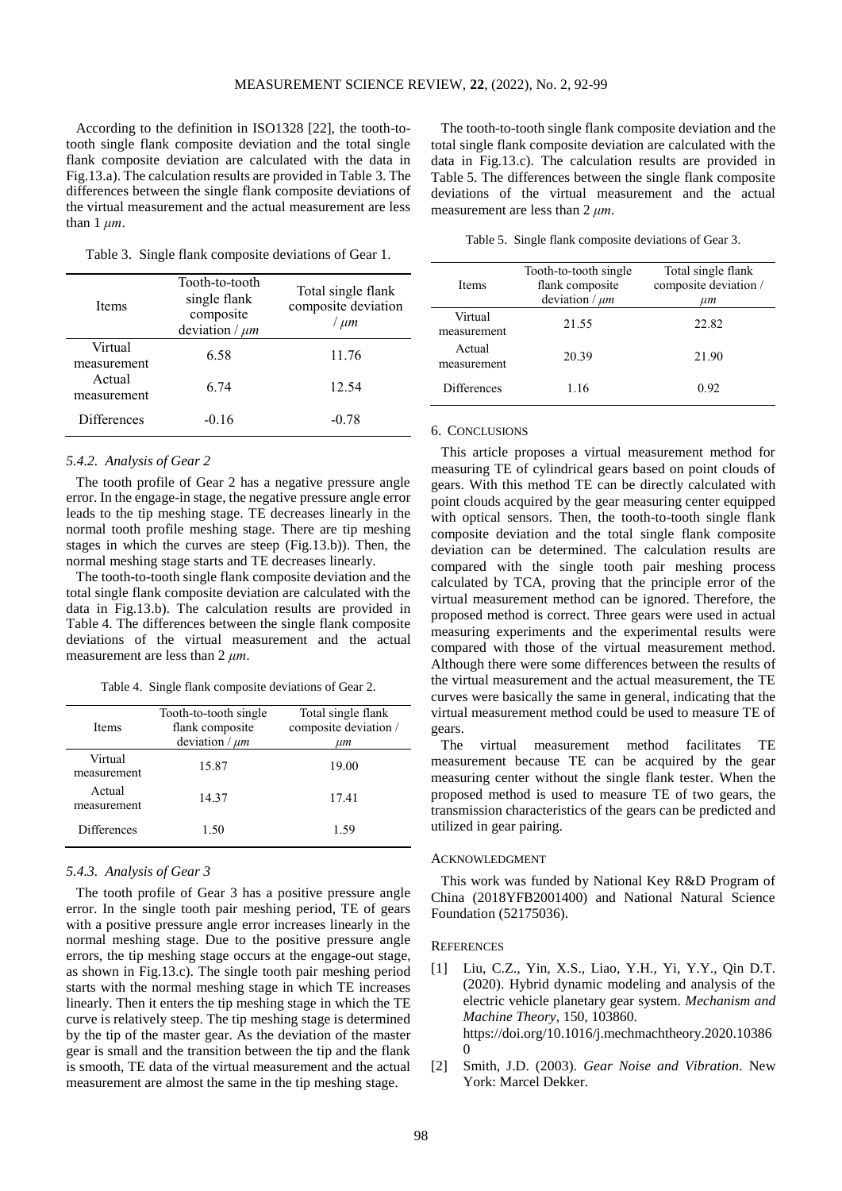According to the definition in ISO1328 [22], the tooth-to-tooth single flank composite deviation and the total single flank composite deviation are calculated with the data in Fig.13.a). The calculation results are provided in Table 3. The differences between the single flank composite deviations of the virtual measurement and the actual measurement are less than 1 $\mu m$.

Table 3. Single flank composite deviations of Gear 1.

| Items | Tooth-to-tooth single flank composite deviation / $\mu m$ | Total single flank composite deviation / $\mu m$ |
|---|---|---|
| Virtual measurement | 6.58 | 11.76 |
| Actual measurement | 6.74 | 12.54 |
| Differences | -0.16 | -0.78 |

### *5.4.2. Analysis of Gear 2*

The tooth profile of Gear 2 has a negative pressure angle error. In the engage-in stage, the negative pressure angle error leads to the tip meshing stage. TE decreases linearly in the normal tooth profile meshing stage. There are tip meshing stages in which the curves are steep (Fig.13.b)). Then, the normal meshing stage starts and TE decreases linearly.

The tooth-to-tooth single flank composite deviation and the total single flank composite deviation are calculated with the data in Fig.13.b). The calculation results are provided in Table 4. The differences between the single flank composite deviations of the virtual measurement and the actual measurement are less than 2 $\mu m$.

Table 4. Single flank composite deviations of Gear 2.

| Items | Tooth-to-tooth single flank composite deviation / $\mu m$ | Total single flank composite deviation / $\mu m$ |
|---|---|---|
| Virtual measurement | 15.87 | 19.00 |
| Actual measurement | 14.37 | 17.41 |
| Differences | 1.50 | 1.59 |

### *5.4.3. Analysis of Gear 3*

The tooth profile of Gear 3 has a positive pressure angle error. In the single tooth pair meshing period, TE of gears with a positive pressure angle error increases linearly in the normal meshing stage. Due to the positive pressure angle errors, the tip meshing stage occurs at the engage-out stage, as shown in Fig.13.c). The single tooth pair meshing period starts with the normal meshing stage in which TE increases linearly. Then it enters the tip meshing stage in which the TE curve is relatively steep. The tip meshing stage is determined by the tip of the master gear. As the deviation of the master gear is small and the transition between the tip and the flank is smooth, TE data of the virtual measurement and the actual measurement are almost the same in the tip meshing stage.

The tooth-to-tooth single flank composite deviation and the total single flank composite deviation are calculated with the data in Fig.13.c). The calculation results are provided in Table 5. The differences between the single flank composite deviations of the virtual measurement and the actual measurement are less than 2 $\mu m$.

Table 5. Single flank composite deviations of Gear 3.

| Items | Tooth-to-tooth single flank composite deviation / $\mu m$ | Total single flank composite deviation / $\mu m$ |
|---|---|---|
| Virtual measurement | 21.55 | 22.82 |
| Actual measurement | 20.39 | 21.90 |
| Differences | 1.16 | 0.92 |

## 6. Conclusions

This article proposes a virtual measurement method for measuring TE of cylindrical gears based on point clouds of gears. With this method TE can be directly calculated with point clouds acquired by the gear measuring center equipped with optical sensors. Then, the tooth-to-tooth single flank composite deviation and the total single flank composite deviation can be determined. The calculation results are compared with the single tooth pair meshing process calculated by TCA, proving that the principle error of the virtual measurement method can be ignored. Therefore, the proposed method is correct. Three gears were used in actual measuring experiments and the experimental results were compared with those of the virtual measurement method. Although there were some differences between the results of the virtual measurement and the actual measurement, the TE curves were basically the same in general, indicating that the virtual measurement method could be used to measure TE of gears.

The virtual measurement method facilitates TE measurement because TE can be acquired by the gear measuring center without the single flank tester. When the proposed method is used to measure TE of two gears, the transmission characteristics of the gears can be predicted and utilized in gear pairing.

## Acknowledgment

This work was funded by National Key R&D Program of China (2018YFB2001400) and National Natural Science Foundation (52175036).

## References

[1] Liu, C.Z., Yin, X.S., Liao, Y.H., Yi, Y.Y., Qin D.T. (2020). Hybrid dynamic modeling and analysis of the electric vehicle planetary gear system. *Mechanism and Machine Theory*, 150, 103860. https://doi.org/10.1016/j.mechmachtheory.2020.103860

[2] Smith, J.D. (2003). *Gear Noise and Vibration*. New York: Marcel Dekker.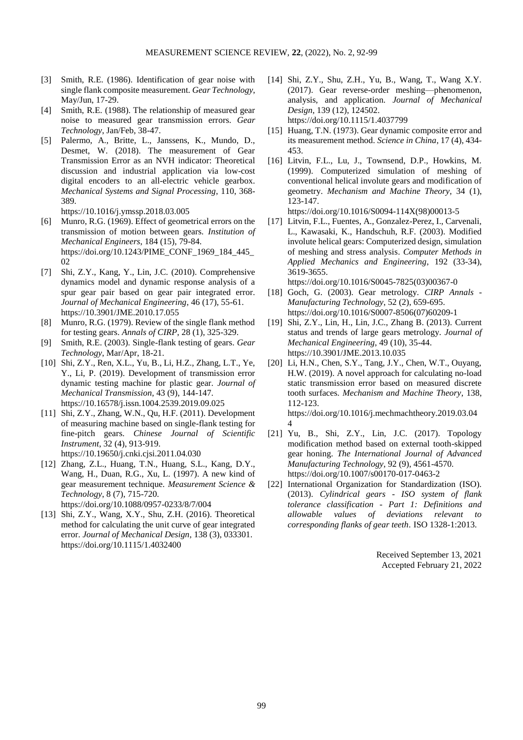[3] Smith, R.E. (1986). Identification of gear noise with single flank composite measurement. *Gear Technology*, May/Jun, 17-29.

[4] Smith, R.E. (1988). The relationship of measured gear noise to measured gear transmission errors. *Gear Technology*, Jan/Feb, 38-47.

[5] Palermo, A., Britte, L., Janssens, K., Mundo, D., Desmet, W. (2018). The measurement of Gear Transmission Error as an NVH indicator: Theoretical discussion and industrial application via low-cost digital encoders to an all-electric vehicle gearbox. *Mechanical Systems and Signal Processing*, 110, 368-389. https://10.1016/j.ymssp.2018.03.005

[6] Munro, R.G. (1969). Effect of geometrical errors on the transmission of motion between gears. *Institution of Mechanical Engineers*, 184 (15), 79-84. https://doi.org/10.1243/PIME_CONF_1969_184_445_02

[7] Shi, Z.Y., Kang, Y., Lin, J.C. (2010). Comprehensive dynamics model and dynamic response analysis of a spur gear pair based on gear pair integrated error. *Journal of Mechanical Engineering*, 46 (17), 55-61. https://10.3901/JME.2010.17.055

[8] Munro, R.G. (1979). Review of the single flank method for testing gears. *Annals of CIRP*, 28 (1), 325-329.

[9] Smith, R.E. (2003). Single-flank testing of gears. *Gear Technology*, Mar/Apr, 18-21.

[10] Shi, Z.Y., Ren, X.L., Yu, B., Li, H.Z., Zhang, L.T., Ye, Y., Li, P. (2019). Development of transmission error dynamic testing machine for plastic gear. *Journal of Mechanical Transmission*, 43 (9), 144-147. https://10.16578/j.issn.1004.2539.2019.09.025

[11] Shi, Z.Y., Zhang, W.N., Qu, H.F. (2011). Development of measuring machine based on single-flank testing for fine-pitch gears. *Chinese Journal of Scientific Instrument*, 32 (4), 913-919. https://10.19650/j.cnki.cjsi.2011.04.030

[12] Zhang, Z.L., Huang, T.N., Huang, S.L., Kang, D.Y., Wang, H., Duan, R.G., Xu, L. (1997). A new kind of gear measurement technique. *Measurement Science & Technology*, 8 (7), 715-720. https://doi.org/10.1088/0957-0233/8/7/004

[13] Shi, Z.Y., Wang, X.Y., Shu, Z.H. (2016). Theoretical method for calculating the unit curve of gear integrated error. *Journal of Mechanical Design*, 138 (3), 033301. https://doi.org/10.1115/1.4032400

[14] Shi, Z.Y., Shu, Z.H., Yu, B., Wang, T., Wang X.Y. (2017). Gear reverse-order meshing—phenomenon, analysis, and application. *Journal of Mechanical Design*, 139 (12), 124502. https://doi.org/10.1115/1.4037799

[15] Huang, T.N. (1973). Gear dynamic composite error and its measurement method. *Science in China*, 17 (4), 434-453.

[16] Litvin, F.L., Lu, J., Townsend, D.P., Howkins, M. (1999). Computerized simulation of meshing of conventional helical involute gears and modification of geometry. *Mechanism and Machine Theory*, 34 (1), 123-147. https://doi.org/10.1016/S0094-114X(98)00013-5

[17] Litvin, F.L., Fuentes, A., Gonzalez-Perez, I., Carvenali, L., Kawasaki, K., Handschuh, R.F. (2003). Modified involute helical gears: Computerized design, simulation of meshing and stress analysis. *Computer Methods in Applied Mechanics and Engineering*, 192 (33-34), 3619-3655. https://doi.org/10.1016/S0045-7825(03)00367-0

[18] Goch, G. (2003). Gear metrology. *CIRP Annals - Manufacturing Technology*, 52 (2), 659-695. https://doi.org/10.1016/S0007-8506(07)60209-1

[19] Shi, Z.Y., Lin, H., Lin, J.C., Zhang B. (2013). Current status and trends of large gears metrology. *Journal of Mechanical Engineering*, 49 (10), 35-44. https://10.3901/JME.2013.10.035

[20] Li, H.N., Chen, S.Y., Tang, J.Y., Chen, W.T., Ouyang, H.W. (2019). A novel approach for calculating no-load static transmission error based on measured discrete tooth surfaces. *Mechanism and Machine Theory*, 138, 112-123. https://doi.org/10.1016/j.mechmachtheory.2019.03.044

[21] Yu, B., Shi, Z.Y., Lin, J.C. (2017). Topology modification method based on external tooth-skipped gear honing. *The International Journal of Advanced Manufacturing Technology*, 92 (9), 4561-4570. https://doi.org/10.1007/s00170-017-0463-2

[22] International Organization for Standardization (ISO). (2013). *Cylindrical gears - ISO system of flank tolerance classification - Part 1: Definitions and allowable values of deviations relevant to corresponding flanks of gear teeth*. ISO 1328-1:2013.

Received September 13, 2021
Accepted February 21, 2022